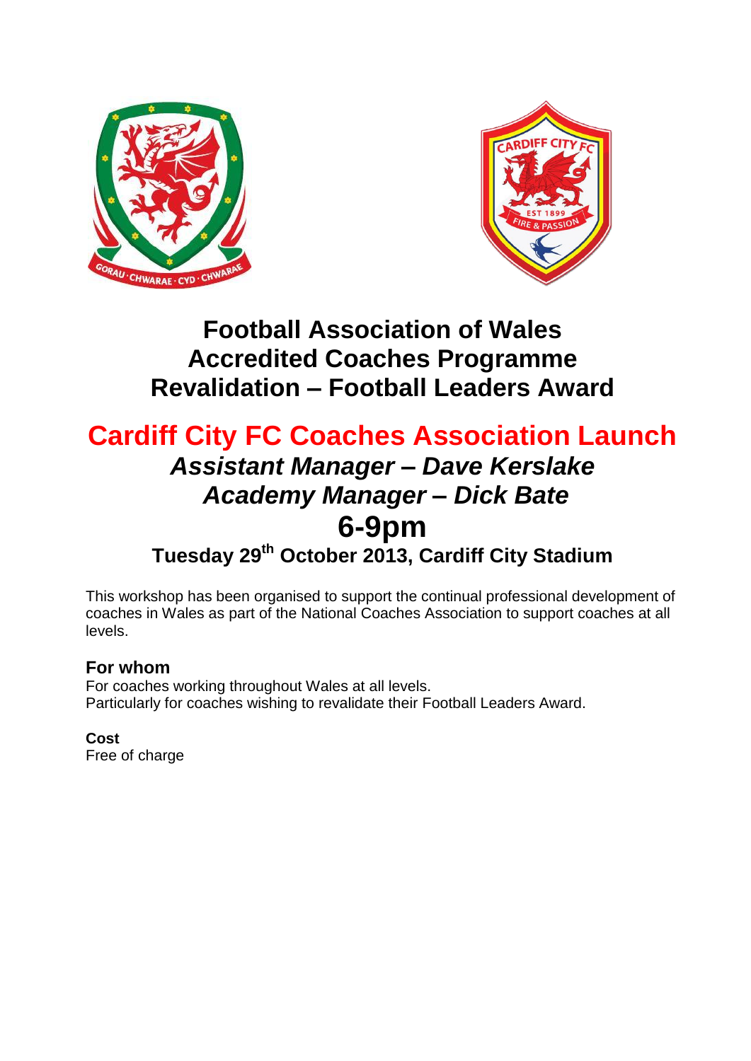# Football Association of Wales
# Accredited Coaches Programme
# Revalidation – Football Leaders Award

## Cardiff City FC Coaches Association Launch

### *Assistant Manager – Dave Kerslake*
### *Academy Manager – Dick Bate*

## 6-9pm

### Tuesday 29th October 2013, Cardiff City Stadium

This workshop has been organised to support the continual professional development of coaches in Wales as part of the National Coaches Association to support coaches at all levels.

### For whom

For coaches working throughout Wales at all levels.
Particularly for coaches wishing to revalidate their Football Leaders Award.

**Cost**
Free of charge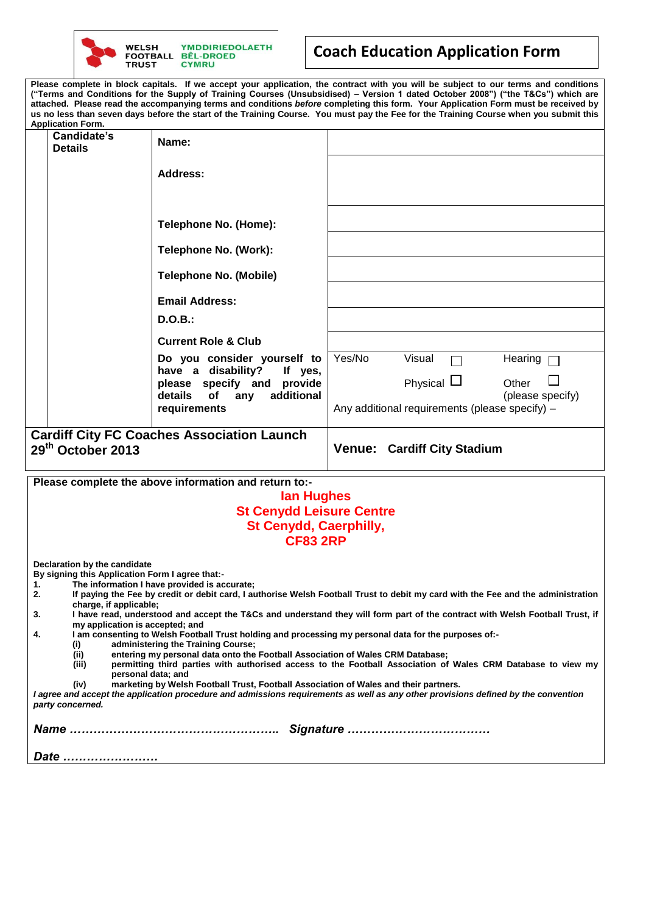WELSH FOOTBALL TRUST | YMDDIRIEDOLAETH BÊL-DROED CYMRU

# Coach Education Application Form

**Please complete in block capitals. If we accept your application, the contract with you will be subject to our terms and conditions ("Terms and Conditions for the Supply of Training Courses (Unsubsidised) – Version 1 dated October 2008") ("the T&Cs") which are attached. Please read the accompanying terms and conditions *before* completing this form. Your Application Form must be received by us no less than seven days before the start of the Training Course. You must pay the Fee for the Training Course when you submit this Application Form.**

| **Candidate's Details** | | |
|---|---|---|
| | **Name:** | |
| | **Address:** | |
| | **Telephone No. (Home):** | |
| | **Telephone No. (Work):** | |
| | **Telephone No. (Mobile)** | |
| | **Email Address:** | |
| | **D.O.B.:** | |
| | **Current Role & Club** | |
| | **Do you consider yourself to have a disability? If yes, please specify and provide details of any additional requirements** | Yes/No Visual ☐ Hearing ☐ Physical ☐ Other ☐ (please specify) Any additional requirements (please specify) – |
| **Cardiff City FC Coaches Association Launch 29th October 2013** | | **Venue: Cardiff City Stadium** |

**Please complete the above information and return to:-**

**Ian Hughes**
**St Cenydd Leisure Centre**
**St Cenydd, Caerphilly,**
**CF83 2RP**

**Declaration by the candidate**
**By signing this Application Form I agree that:-**

1. **The information I have provided is accurate;**
2. **If paying the Fee by credit or debit card, I authorise Welsh Football Trust to debit my card with the Fee and the administration charge, if applicable;**
3. **I have read, understood and accept the T&Cs and understand they will form part of the contract with Welsh Football Trust, if my application is accepted; and**
4. **I am consenting to Welsh Football Trust holding and processing my personal data for the purposes of:-**
   - **(i) administering the Training Course;**
   - **(ii) entering my personal data onto the Football Association of Wales CRM Database;**
   - **(iii) permitting third parties with authorised access to the Football Association of Wales CRM Database to view my personal data; and**
   - **(iv) marketing by Welsh Football Trust, Football Association of Wales and their partners.**

***I agree and accept the application procedure and admissions requirements as well as any other provisions defined by the convention party concerned.***

***Name ……………………………………………….. Signature ………………………………***

***Date ……………………***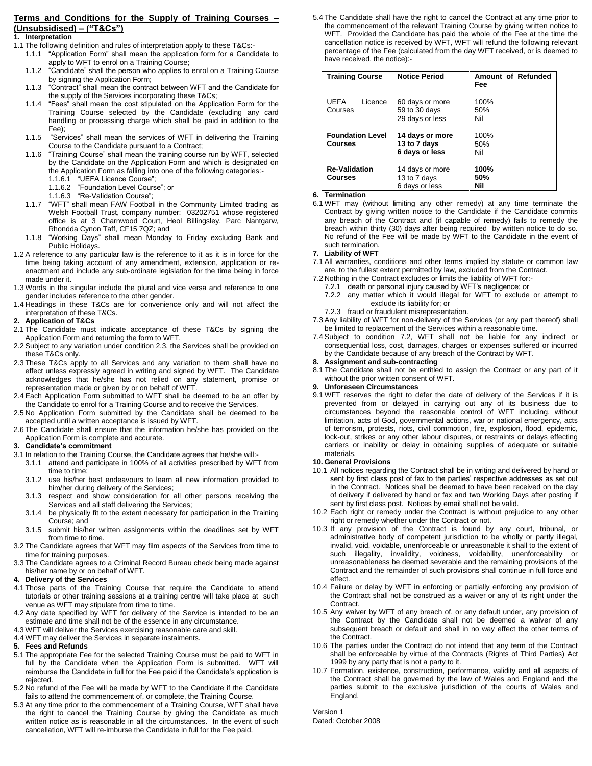## Terms and Conditions for the Supply of Training Courses – (Unsubsidised) – ("T&Cs")

### 1. Interpretation

1.1 The following definition and rules of interpretation apply to these T&Cs:-

1.1.1 "Application Form" shall mean the application form for a Candidate to apply to WFT to enrol on a Training Course;

1.1.2 "Candidate" shall the person who applies to enrol on a Training Course by signing the Application Form;

1.1.3 "Contract" shall mean the contract between WFT and the Candidate for the supply of the Services incorporating these T&Cs;

1.1.4 "Fees" shall mean the cost stipulated on the Application Form for the Training Course selected by the Candidate (excluding any card handling or processing charge which shall be paid in addition to the Fee);

1.1.5 "Services" shall mean the services of WFT in delivering the Training Course to the Candidate pursuant to a Contract;

1.1.6 "Training Course" shall mean the training course run by WFT, selected by the Candidate on the Application Form and which is designated on the Application Form as falling into one of the following categories:-

1.1.6.1 "UEFA Licence Course";

1.1.6.2 "Foundation Level Course"; or

1.1.6.3 "Re-Validation Course";

1.1.7 "WFT" shall mean FAW Football in the Community Limited trading as Welsh Football Trust, company number: 03202751 whose registered office is at 3 Charnwood Court, Heol Billingsley, Parc Nantgarw, Rhondda Cynon Taff, CF15 7QZ; and

1.1.8 "Working Days" shall mean Monday to Friday excluding Bank and Public Holidays.

1.2 A reference to any particular law is the reference to it as it is in force for the time being taking account of any amendment, extension, application or re-enactment and include any sub-ordinate legislation for the time being in force made under it.

1.3 Words in the singular include the plural and vice versa and reference to one gender includes reference to the other gender.

1.4 Headings in these T&Cs are for convenience only and will not affect the interpretation of these T&Cs.

### 2. Application of T&Cs

2.1 The Candidate must indicate acceptance of these T&Cs by signing the Application Form and returning the form to WFT.

2.2 Subject to any variation under condition 2.3, the Services shall be provided on these T&Cs only.

2.3 These T&Cs apply to all Services and any variation to them shall have no effect unless expressly agreed in writing and signed by WFT. The Candidate acknowledges that he/she has not relied on any statement, promise or representation made or given by or on behalf of WFT.

2.4 Each Application Form submitted to WFT shall be deemed to be an offer by the Candidate to enrol for a Training Course and to receive the Services.

2.5 No Application Form submitted by the Candidate shall be deemed to be accepted until a written acceptance is issued by WFT.

2.6 The Candidate shall ensure that the information he/she has provided on the Application Form is complete and accurate.

### 3. Candidate's commitment

3.1 In relation to the Training Course, the Candidate agrees that he/she will:-

3.1.1 attend and participate in 100% of all activities prescribed by WFT from time to time;

3.1.2 use his/her best endeavours to learn all new information provided to him/her during delivery of the Services;

3.1.3 respect and show consideration for all other persons receiving the Services and all staff delivering the Services;

3.1.4 be physically fit to the extent necessary for participation in the Training Course; and

3.1.5 submit his/her written assignments within the deadlines set by WFT from time to time.

3.2 The Candidate agrees that WFT may film aspects of the Services from time to time for training purposes.

3.3 The Candidate agrees to a Criminal Record Bureau check being made against his/her name by or on behalf of WFT.

### 4. Delivery of the Services

4.1 Those parts of the Training Course that require the Candidate to attend tutorials or other training sessions at a training centre will take place at such venue as WFT may stipulate from time to time.

4.2 Any date specified by WFT for delivery of the Service is intended to be an estimate and time shall not be of the essence in any circumstance.

4.3 WFT will deliver the Services exercising reasonable care and skill.

4.4 WFT may deliver the Services in separate instalments.

### 5. Fees and Refunds

5.1 The appropriate Fee for the selected Training Course must be paid to WFT in full by the Candidate when the Application Form is submitted. WFT will reimburse the Candidate in full for the Fee paid if the Candidate's application is rejected.

5.2 No refund of the Fee will be made by WFT to the Candidate if the Candidate fails to attend the commencement of, or complete, the Training Course.

5.3 At any time prior to the commencement of a Training Course, WFT shall have the right to cancel the Training Course by giving the Candidate as much written notice as is reasonable in all the circumstances. In the event of such cancellation, WFT will re-imburse the Candidate in full for the Fee paid.

5.4 The Candidate shall have the right to cancel the Contract at any time prior to the commencement of the relevant Training Course by giving written notice to WFT. Provided the Candidate has paid the whole of the Fee at the time the cancellation notice is received by WFT, WFT will refund the following relevant percentage of the Fee (calculated from the day WFT received, or is deemed to have received, the notice):-

| Training Course | Notice Period | Amount of Refunded Fee |
|---|---|---|
| UEFA Licence Courses | 60 days or more<br>59 to 30 days<br>29 days or less | 100%<br>50%<br>Nil |
| **Foundation Level Courses** | **14 days or more**<br>**13 to 7 days**<br>**6 days or less** | 100%<br>50%<br>Nil |
| **Re-Validation Courses** | 14 days or more<br>13 to 7 days<br>6 days or less | **100%**<br>**50%**<br>**Nil** |

### 6. Termination

6.1 WFT may (without limiting any other remedy) at any time terminate the Contract by giving written notice to the Candidate if the Candidate commits any breach of the Contract and (if capable of remedy) fails to remedy the breach within thirty (30) days after being required by written notice to do so. No refund of the Fee will be made by WFT to the Candidate in the event of such termination.

### 7. Liability of WFT

7.1 All warranties, conditions and other terms implied by statute or common law are, to the fullest extent permitted by law, excluded from the Contract.

7.2 Nothing in the Contract excludes or limits the liability of WFT for:-

7.2.1 death or personal injury caused by WFT's negligence; or

7.2.2 any matter which it would illegal for WFT to exclude or attempt to exclude its liability for; or

7.2.3 fraud or fraudulent misrepresentation.

7.3 Any liability of WFT for non-delivery of the Services (or any part thereof) shall be limited to replacement of the Services within a reasonable time.

7.4 Subject to condition 7.2, WFT shall not be liable for any indirect or consequential loss, cost, damages, charges or expenses suffered or incurred by the Candidate because of any breach of the Contract by WFT.

### 8. Assignment and sub-contracting

8.1 The Candidate shall not be entitled to assign the Contract or any part of it without the prior written consent of WFT.

### 9. Unforeseen Circumstances

9.1 WFT reserves the right to defer the date of delivery of the Services if it is prevented from or delayed in carrying out any of its business due to circumstances beyond the reasonable control of WFT including, without limitation, acts of God, governmental actions, war or national emergency, acts of terrorism, protests, riots, civil commotion, fire, explosion, flood, epidemic, lock-out, strikes or any other labour disputes, or restraints or delays effecting carriers or inability or delay in obtaining supplies of adequate or suitable materials.

### 10. General Provisions

10.1 All notices regarding the Contract shall be in writing and delivered by hand or sent by first class post of fax to the parties' respective addresses as set out in the Contract. Notices shall be deemed to have been received on the day of delivery if delivered by hand or fax and two Working Days after posting if sent by first class post. Notices by email shall not be valid.

10.2 Each right or remedy under the Contract is without prejudice to any other right or remedy whether under the Contract or not.

10.3 If any provision of the Contract is found by any court, tribunal, or administrative body of competent jurisdiction to be wholly or partly illegal, invalid, void, voidable, unenforceable or unreasonable it shall to the extent of such illegality, invalidity, voidness, voidability, unenforceability or unreasonableness be deemed severable and the remaining provisions of the Contract and the remainder of such provisions shall continue in full force and effect.

10.4 Failure or delay by WFT in enforcing or partially enforcing any provision of the Contract shall not be construed as a waiver or any of its right under the Contract.

10.5 Any waiver by WFT of any breach of, or any default under, any provision of the Contract by the Candidate shall not be deemed a waiver of any subsequent breach or default and shall in no way effect the other terms of the Contract.

10.6 The parties under the Contract do not intend that any term of the Contract shall be enforceable by virtue of the Contracts (Rights of Third Parties) Act 1999 by any party that is not a party to it.

10.7 Formation, existence, construction, performance, validity and all aspects of the Contract shall be governed by the law of Wales and England and the parties submit to the exclusive jurisdiction of the courts of Wales and England.

Version 1
Dated: October 2008